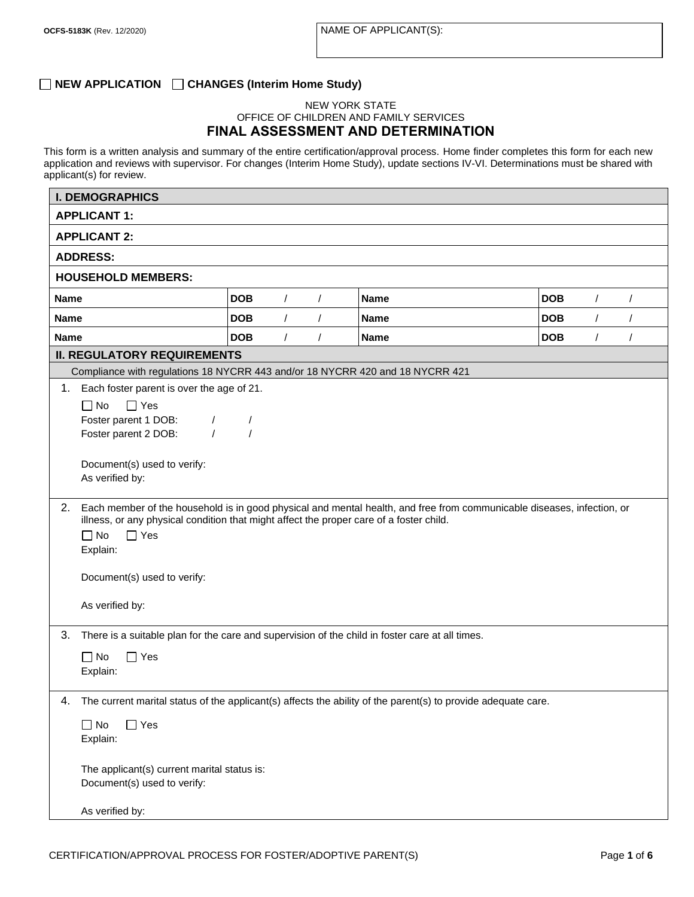OCFS-5183K (Rev. 12/2020)

NAME OF APPLICANT(S):

☐ **NEW APPLICATION** ☐ **CHANGES (Interim Home Study)**

NEW YORK STATE
OFFICE OF CHILDREN AND FAMILY SERVICES

# FINAL ASSESSMENT AND DETERMINATION

This form is a written analysis and summary of the entire certification/approval process. Home finder completes this form for each new application and reviews with supervisor. For changes (Interim Home Study), update sections IV-VI. Determinations must be shared with applicant(s) for review.

## I. DEMOGRAPHICS

**APPLICANT 1:**

**APPLICANT 2:**

**ADDRESS:**

**HOUSEHOLD MEMBERS:**

| Name | DOB / / | Name | DOB / / |
|---|---|---|---|
| Name | DOB / / | Name | DOB / / |
| Name | DOB / / | Name | DOB / / |

## II. REGULATORY REQUIREMENTS

Compliance with regulations 18 NYCRR 443 and/or 18 NYCRR 420 and 18 NYCRR 421

1. Each foster parent is over the age of 21.

   ☐ No ☐ Yes
   Foster parent 1 DOB: / /
   Foster parent 2 DOB: / /

   Document(s) used to verify:
   As verified by:

2. Each member of the household is in good physical and mental health, and free from communicable diseases, infection, or illness, or any physical condition that might affect the proper care of a foster child.

   ☐ No ☐ Yes
   Explain:

   Document(s) used to verify:

   As verified by:

3. There is a suitable plan for the care and supervision of the child in foster care at all times.

   ☐ No ☐ Yes
   Explain:

4. The current marital status of the applicant(s) affects the ability of the parent(s) to provide adequate care.

   ☐ No ☐ Yes
   Explain:

   The applicant(s) current marital status is:
   Document(s) used to verify:

   As verified by:

CERTIFICATION/APPROVAL PROCESS FOR FOSTER/ADOPTIVE PARENT(S)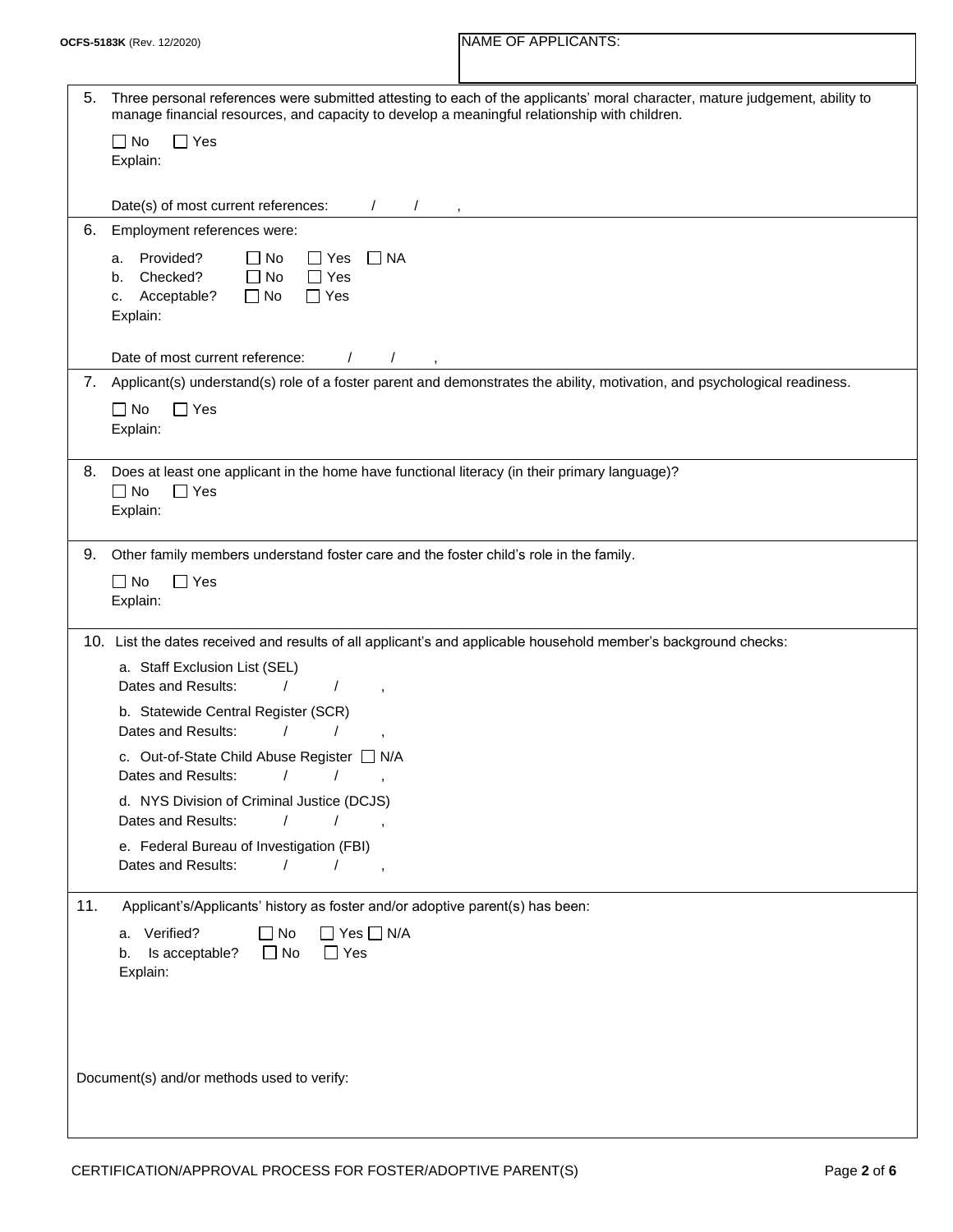NAME OF APPLICANTS:

5. Three personal references were submitted attesting to each of the applicants' moral character, mature judgement, ability to manage financial resources, and capacity to develop a meaningful relationship with children.

   ☐ No ☐ Yes

   Explain:

   Date(s) of most current references: / / ,

6. Employment references were:

   a. Provided? ☐ No ☐ Yes ☐ NA
   b. Checked? ☐ No ☐ Yes
   c. Acceptable? ☐ No ☐ Yes

   Explain:

   Date of most current reference: / / ,

7. Applicant(s) understand(s) role of a foster parent and demonstrates the ability, motivation, and psychological readiness.

   ☐ No ☐ Yes

   Explain:

8. Does at least one applicant in the home have functional literacy (in their primary language)?

   ☐ No ☐ Yes

   Explain:

9. Other family members understand foster care and the foster child's role in the family.

   ☐ No ☐ Yes

   Explain:

10. List the dates received and results of all applicant's and applicable household member's background checks:

    a. Staff Exclusion List (SEL)
    Dates and Results: / / ,

    b. Statewide Central Register (SCR)
    Dates and Results: / / ,

    c. Out-of-State Child Abuse Register ☐ N/A
    Dates and Results: / / ,

    d. NYS Division of Criminal Justice (DCJS)
    Dates and Results: / / ,

    e. Federal Bureau of Investigation (FBI)
    Dates and Results: / / ,

11. Applicant's/Applicants' history as foster and/or adoptive parent(s) has been:

    a. Verified? ☐ No ☐ Yes ☐ N/A
    b. Is acceptable? ☐ No ☐ Yes

    Explain:

Document(s) and/or methods used to verify: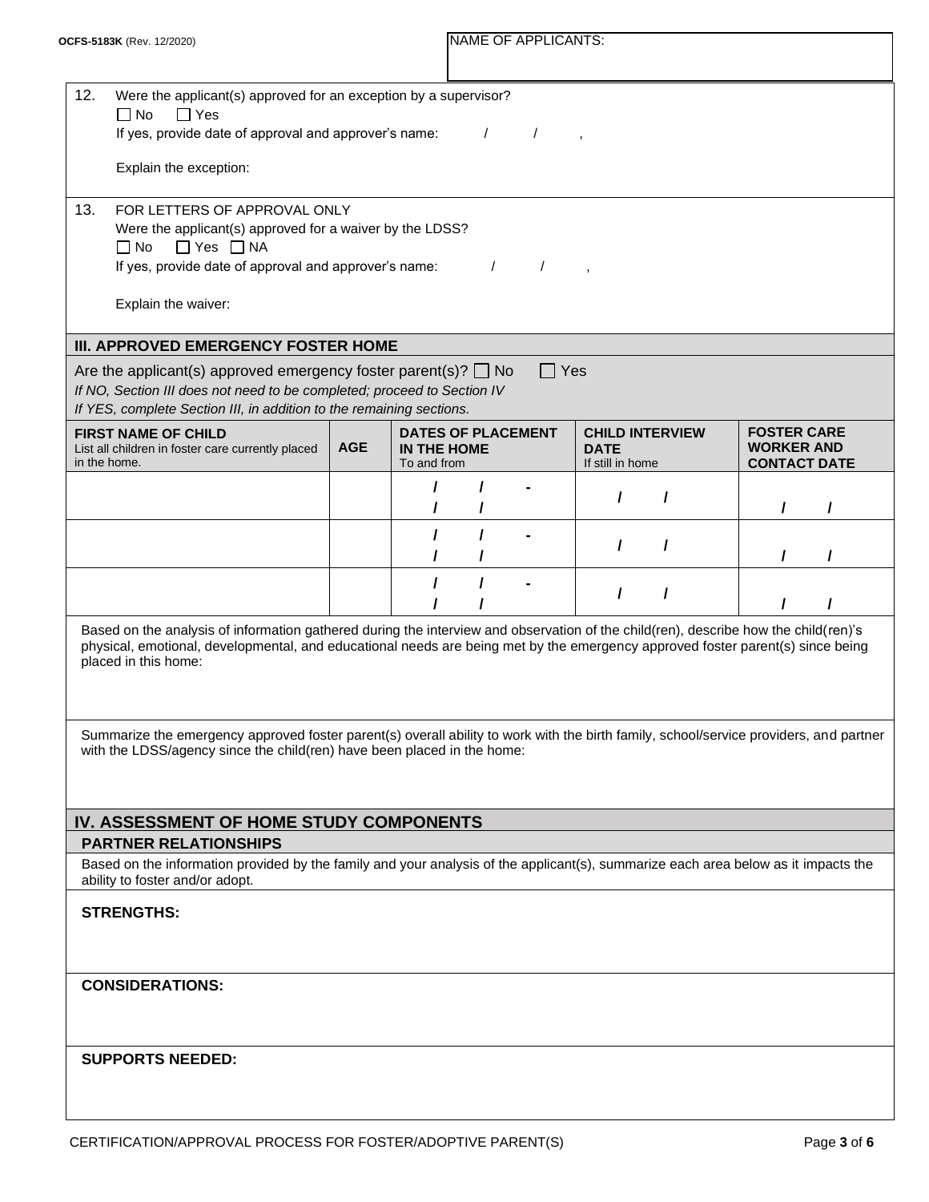NAME OF APPLICANTS:

12. Were the applicant(s) approved for an exception by a supervisor?
☐ No ☐ Yes
If yes, provide date of approval and approver's name: / / ,

Explain the exception:

13. FOR LETTERS OF APPROVAL ONLY
Were the applicant(s) approved for a waiver by the LDSS?
☐ No ☐ Yes ☐ NA
If yes, provide date of approval and approver's name: / / ,

Explain the waiver:

## III. APPROVED EMERGENCY FOSTER HOME

Are the applicant(s) approved emergency foster parent(s)? ☐ No ☐ Yes
*If NO, Section III does not need to be completed; proceed to Section IV*
*If YES, complete Section III, in addition to the remaining sections.*

| FIRST NAME OF CHILD<br>List all children in foster care currently placed in the home. | AGE | DATES OF PLACEMENT IN THE HOME<br>To and from | CHILD INTERVIEW DATE<br>If still in home | FOSTER CARE WORKER AND CONTACT DATE |
|---|---|---|---|---|
| | | / / - / / | / / | / / |
| | | / / - / / | / / | / / |
| | | / / - / / | / / | / / |

Based on the analysis of information gathered during the interview and observation of the child(ren), describe how the child(ren)'s physical, emotional, developmental, and educational needs are being met by the emergency approved foster parent(s) since being placed in this home:

Summarize the emergency approved foster parent(s) overall ability to work with the birth family, school/service providers, and partner with the LDSS/agency since the child(ren) have been placed in the home:

## IV. ASSESSMENT OF HOME STUDY COMPONENTS

### PARTNER RELATIONSHIPS

Based on the information provided by the family and your analysis of the applicant(s), summarize each area below as it impacts the ability to foster and/or adopt.

**STRENGTHS:**

**CONSIDERATIONS:**

**SUPPORTS NEEDED:**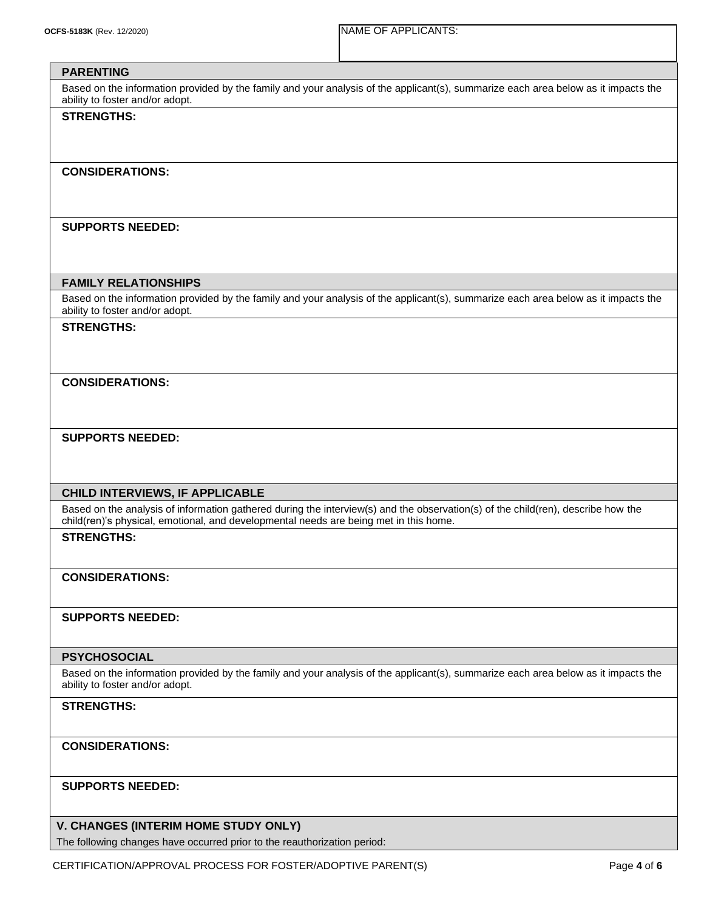NAME OF APPLICANTS:

## PARENTING

Based on the information provided by the family and your analysis of the applicant(s), summarize each area below as it impacts the ability to foster and/or adopt.

**STRENGTHS:**

**CONSIDERATIONS:**

**SUPPORTS NEEDED:**

## FAMILY RELATIONSHIPS

Based on the information provided by the family and your analysis of the applicant(s), summarize each area below as it impacts the ability to foster and/or adopt.

**STRENGTHS:**

**CONSIDERATIONS:**

**SUPPORTS NEEDED:**

## CHILD INTERVIEWS, IF APPLICABLE

Based on the analysis of information gathered during the interview(s) and the observation(s) of the child(ren), describe how the child(ren)'s physical, emotional, and developmental needs are being met in this home.

**STRENGTHS:**

**CONSIDERATIONS:**

**SUPPORTS NEEDED:**

## PSYCHOSOCIAL

Based on the information provided by the family and your analysis of the applicant(s), summarize each area below as it impacts the ability to foster and/or adopt.

**STRENGTHS:**

**CONSIDERATIONS:**

**SUPPORTS NEEDED:**

## V. CHANGES (INTERIM HOME STUDY ONLY)

The following changes have occurred prior to the reauthorization period: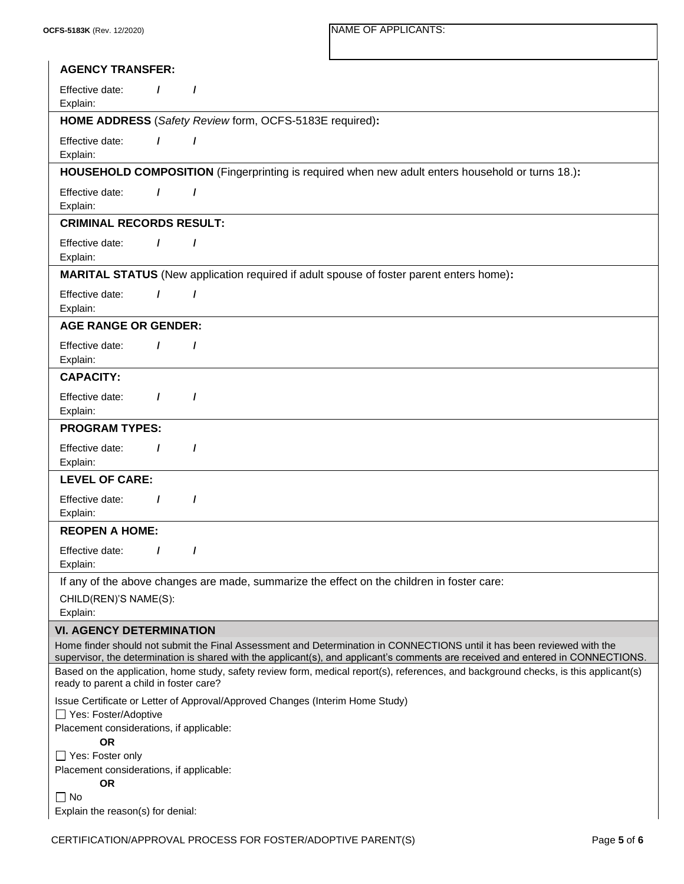NAME OF APPLICANTS:

**AGENCY TRANSFER:**

Effective date: / /
Explain:

**HOME ADDRESS** (*Safety Review* form, OCFS-5183E required)**:**

Effective date: / /
Explain:

**HOUSEHOLD COMPOSITION** (Fingerprinting is required when new adult enters household or turns 18.)**:**

Effective date: / /
Explain:

**CRIMINAL RECORDS RESULT:**

Effective date: / /
Explain:

**MARITAL STATUS** (New application required if adult spouse of foster parent enters home)**:**

Effective date: / /
Explain:

**AGE RANGE OR GENDER:**

Effective date: / /
Explain:

**CAPACITY:**

Effective date: / /
Explain:

**PROGRAM TYPES:**

Effective date: / /
Explain:

**LEVEL OF CARE:**

Effective date: / /
Explain:

**REOPEN A HOME:**

Effective date: / /
Explain:

If any of the above changes are made, summarize the effect on the children in foster care:

CHILD(REN)'S NAME(S):
Explain:

## VI. AGENCY DETERMINATION

Home finder should not submit the Final Assessment and Determination in CONNECTIONS until it has been reviewed with the supervisor, the determination is shared with the applicant(s), and applicant's comments are received and entered in CONNECTIONS.

Based on the application, home study, safety review form, medical report(s), references, and background checks, is this applicant(s) ready to parent a child in foster care?

Issue Certificate or Letter of Approval/Approved Changes (Interim Home Study)

☐ Yes: Foster/Adoptive

Placement considerations, if applicable:

**OR**

☐ Yes: Foster only

Placement considerations, if applicable:

**OR**

☐ No

Explain the reason(s) for denial: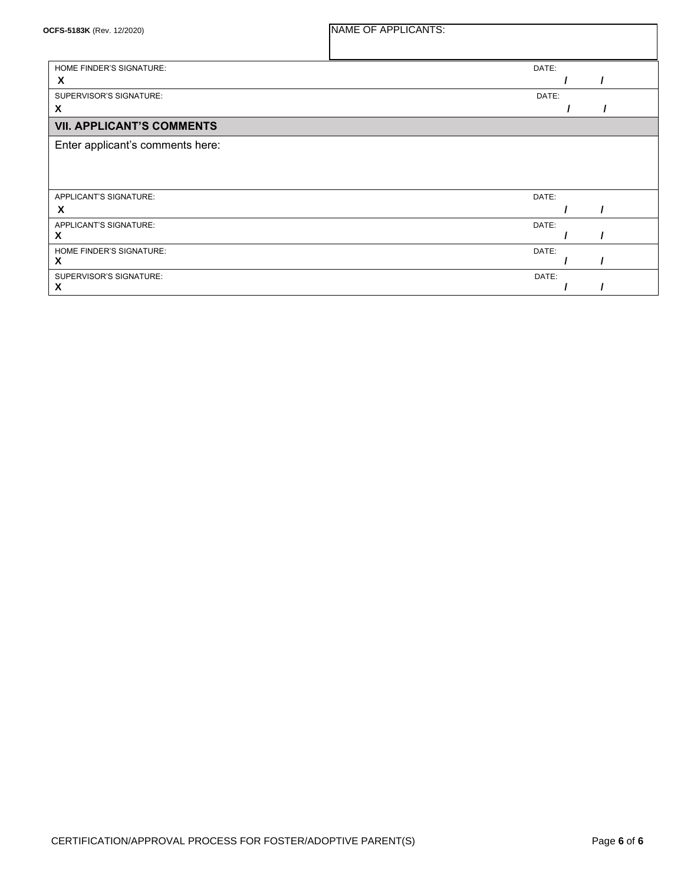NAME OF APPLICANTS:

| | |
|---|---|
| HOME FINDER'S SIGNATURE:<br>X | DATE:<br>/ / |
| SUPERVISOR'S SIGNATURE:<br>X | DATE:<br>/ / |

## VII. APPLICANT'S COMMENTS

Enter applicant's comments here:

| | |
|---|---|
| APPLICANT'S SIGNATURE:<br>X | DATE:<br>/ / |
| APPLICANT'S SIGNATURE:<br>X | DATE:<br>/ / |
| HOME FINDER'S SIGNATURE:<br>X | DATE:<br>/ / |
| SUPERVISOR'S SIGNATURE:<br>X | DATE:<br>/ / |